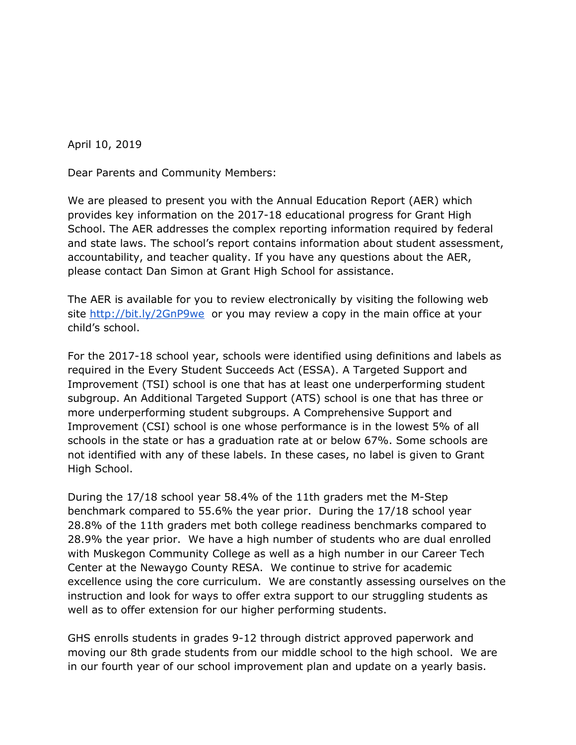April 10, 2019

Dear Parents and Community Members:

We are pleased to present you with the Annual Education Report (AER) which provides key information on the 2017-18 educational progress for Grant High School. The AER addresses the complex reporting information required by federal and state laws. The school's report contains information about student assessment, accountability, and teacher quality. If you have any questions about the AER, please contact Dan Simon at Grant High School for assistance.

The AER is available for you to review electronically by visiting the following web site [http://bit.ly/2GnP9we](http://bit.ly/2GnP9we) or you may review a copy in the main office at your child's school.

For the 2017-18 school year, schools were identified using definitions and labels as required in the Every Student Succeeds Act (ESSA). A Targeted Support and Improvement (TSI) school is one that has at least one underperforming student subgroup. An Additional Targeted Support (ATS) school is one that has three or more underperforming student subgroups. A Comprehensive Support and Improvement (CSI) school is one whose performance is in the lowest 5% of all schools in the state or has a graduation rate at or below 67%. Some schools are not identified with any of these labels. In these cases, no label is given to Grant High School.

During the 17/18 school year 58.4% of the 11th graders met the M-Step benchmark compared to 55.6% the year prior. During the 17/18 school year 28.8% of the 11th graders met both college readiness benchmarks compared to 28.9% the year prior. We have a high number of students who are dual enrolled with Muskegon Community College as well as a high number in our Career Tech Center at the Newaygo County RESA. We continue to strive for academic excellence using the core curriculum. We are constantly assessing ourselves on the instruction and look for ways to offer extra support to our struggling students as well as to offer extension for our higher performing students.

GHS enrolls students in grades 9-12 through district approved paperwork and moving our 8th grade students from our middle school to the high school. We are in our fourth year of our school improvement plan and update on a yearly basis.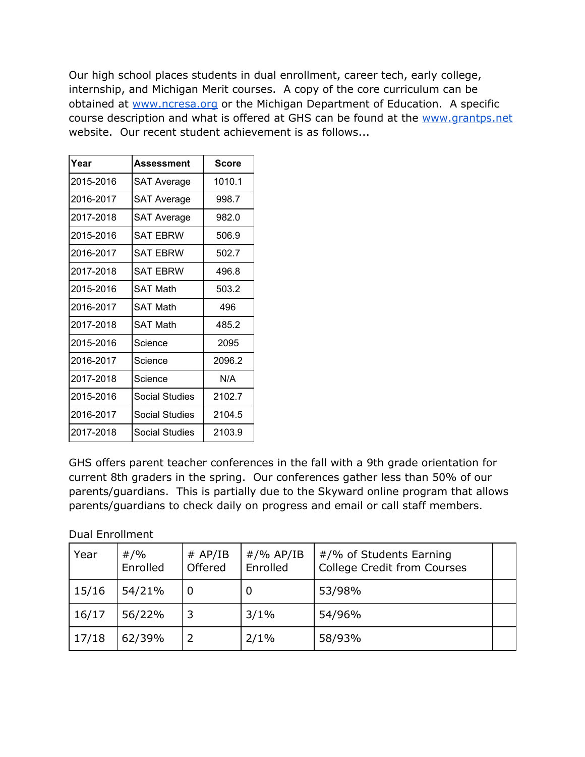Our high school places students in dual enrollment, career tech, early college, internship, and Michigan Merit courses. A copy of the core curriculum can be obtained at [www.ncresa.org](http://www.ncresa.org) or the Michigan Department of Education. A specific course description and what is offered at GHS can be found at the [www.grantps.net](http://www.grantps.net) website. Our recent student achievement is as follows...

| Year | Assessment | Score |
|---|---|---|
| 2015-2016 | SAT Average | 1010.1 |
| 2016-2017 | SAT Average | 998.7 |
| 2017-2018 | SAT Average | 982.0 |
| 2015-2016 | SAT EBRW | 506.9 |
| 2016-2017 | SAT EBRW | 502.7 |
| 2017-2018 | SAT EBRW | 496.8 |
| 2015-2016 | SAT Math | 503.2 |
| 2016-2017 | SAT Math | 496 |
| 2017-2018 | SAT Math | 485.2 |
| 2015-2016 | Science | 2095 |
| 2016-2017 | Science | 2096.2 |
| 2017-2018 | Science | N/A |
| 2015-2016 | Social Studies | 2102.7 |
| 2016-2017 | Social Studies | 2104.5 |
| 2017-2018 | Social Studies | 2103.9 |

GHS offers parent teacher conferences in the fall with a 9th grade orientation for current 8th graders in the spring. Our conferences gather less than 50% of our parents/guardians. This is partially due to the Skyward online program that allows parents/guardians to check daily on progress and email or call staff members.

Dual Enrollment

| Year | #/% Enrolled | # AP/IB Offered | #/% AP/IB Enrolled | #/% of Students Earning College Credit from Courses | |
|---|---|---|---|---|---|
| 15/16 | 54/21% | 0 | 0 | 53/98% | |
| 16/17 | 56/22% | 3 | 3/1% | 54/96% | |
| 17/18 | 62/39% | 2 | 2/1% | 58/93% | |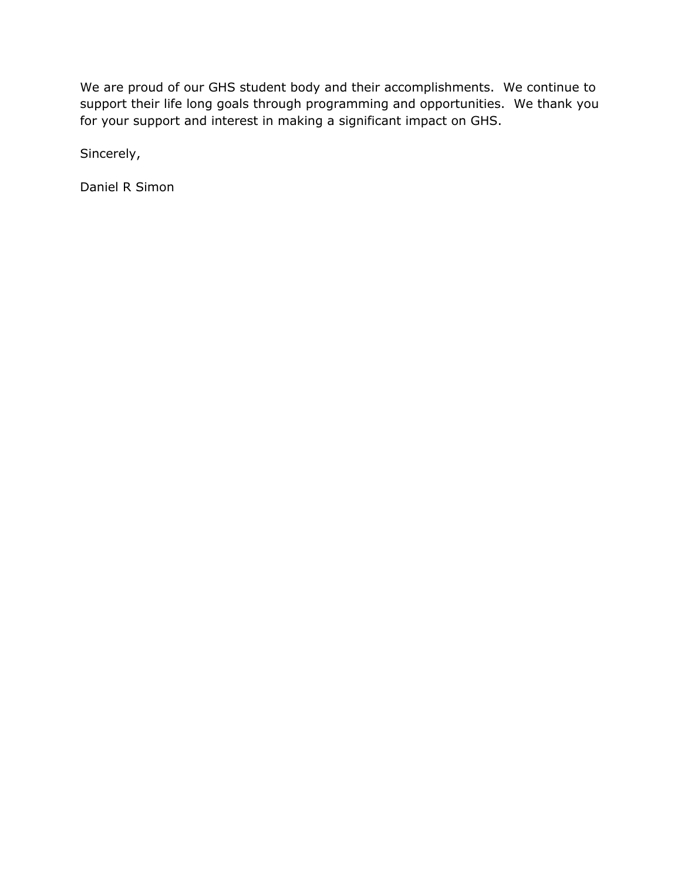We are proud of our GHS student body and their accomplishments. We continue to support their life long goals through programming and opportunities. We thank you for your support and interest in making a significant impact on GHS.

Sincerely,

Daniel R Simon